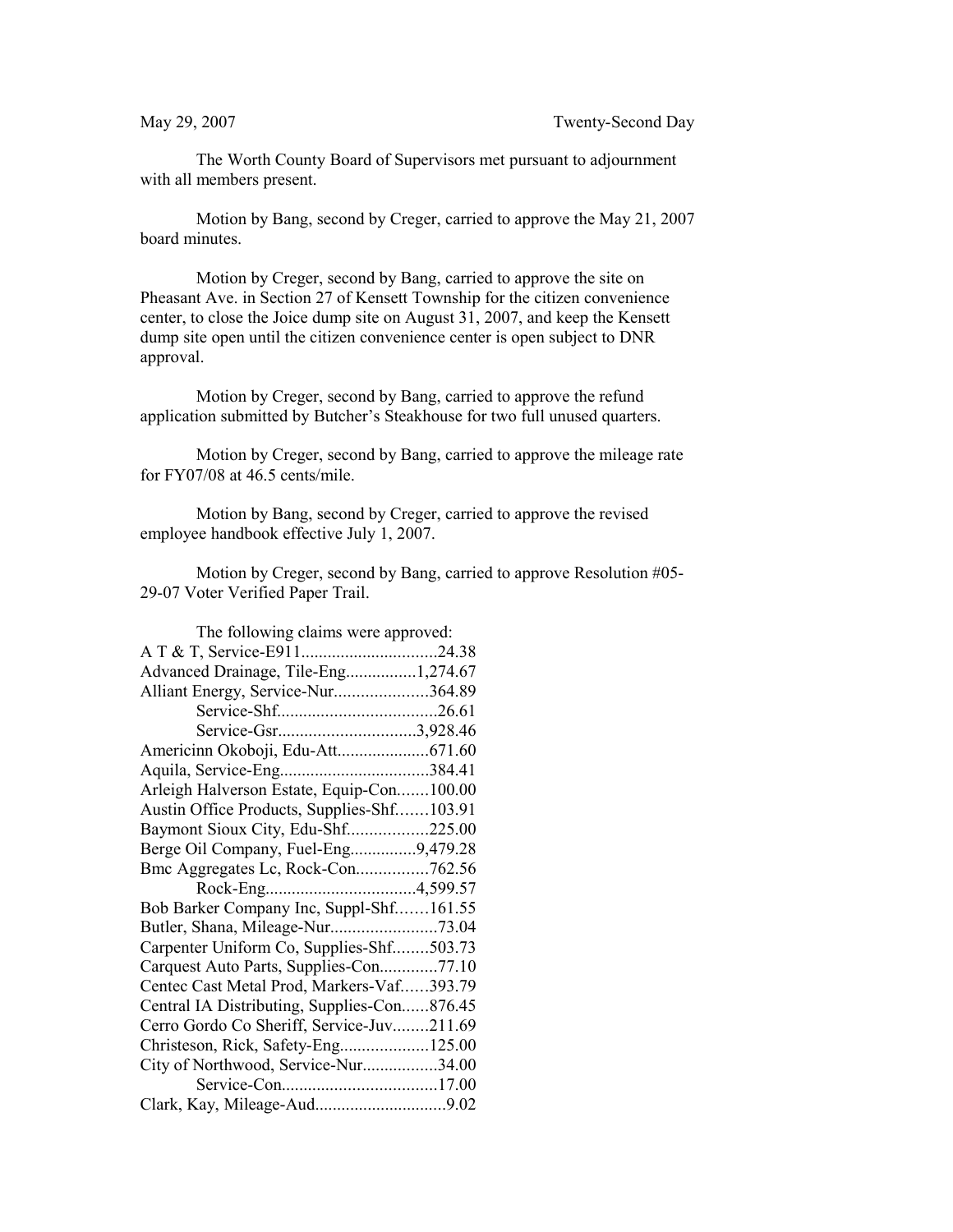May 29, 2007 Twenty-Second Day

The Worth County Board of Supervisors met pursuant to adjournment with all members present.

Motion by Bang, second by Creger, carried to approve the May 21, 2007 board minutes.

Motion by Creger, second by Bang, carried to approve the site on Pheasant Ave. in Section 27 of Kensett Township for the citizen convenience center, to close the Joice dump site on August 31, 2007, and keep the Kensett dump site open until the citizen convenience center is open subject to DNR approval.

Motion by Creger, second by Bang, carried to approve the refund application submitted by Butcher's Steakhouse for two full unused quarters.

Motion by Creger, second by Bang, carried to approve the mileage rate for FY07/08 at 46.5 cents/mile.

Motion by Bang, second by Creger, carried to approve the revised employee handbook effective July 1, 2007.

Motion by Creger, second by Bang, carried to approve Resolution #05-29-07 Voter Verified Paper Trail.

The following claims were approved:

A T & T, Service-E911..............................24.38
Advanced Drainage, Tile-Eng................1,274.67
Alliant Energy, Service-Nur.....................364.89
Service-Shf...................................26.61
Service-Gsr..............................3,928.46
Americinn Okoboji, Edu-Att.....................671.60
Aquila, Service-Eng.................................384.41
Arleigh Halverson Estate, Equip-Con.......100.00
Austin Office Products, Supplies-Shf.......103.91
Baymont Sioux City, Edu-Shf..................225.00
Berge Oil Company, Fuel-Eng...............9,479.28
Bmc Aggregates Lc, Rock-Con................762.56
Rock-Eng.................................4,599.57
Bob Barker Company Inc, Suppl-Shf.......161.55
Butler, Shana, Mileage-Nur........................73.04
Carpenter Uniform Co, Supplies-Shf........503.73
Carquest Auto Parts, Supplies-Con.............77.10
Centec Cast Metal Prod, Markers-Vaf......393.79
Central IA Distributing, Supplies-Con......876.45
Cerro Gordo Co Sheriff, Service-Juv........211.69
Christeson, Rick, Safety-Eng....................125.00
City of Northwood, Service-Nur.................34.00
Service-Con..................................17.00
Clark, Kay, Mileage-Aud.............................9.02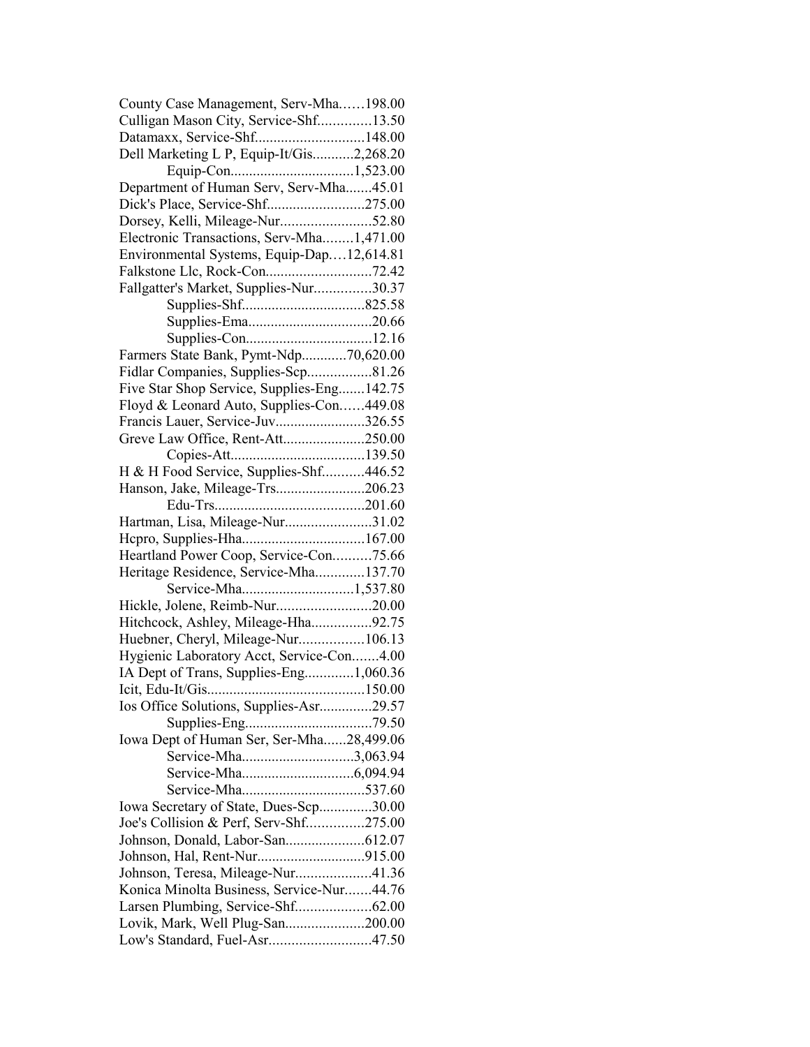County Case Management, Serv-Mha……198.00
Culligan Mason City, Service-Shf..............13.50
Datamaxx, Service-Shf.............................148.00
Dell Marketing L P, Equip-It/Gis...........2,268.20
Equip-Con.................................1,523.00
Department of Human Serv, Serv-Mha.......45.01
Dick's Place, Service-Shf..........................275.00
Dorsey, Kelli, Mileage-Nur........................52.80
Electronic Transactions, Serv-Mha........1,471.00
Environmental Systems, Equip-Dap….12,614.81
Falkstone Llc, Rock-Con............................72.42
Fallgatter's Market, Supplies-Nur...............30.37
Supplies-Shf................................825.58
Supplies-Ema................................20.66
Supplies-Con.................................12.16
Farmers State Bank, Pymt-Ndp............70,620.00
Fidlar Companies, Supplies-Scp.................81.26
Five Star Shop Service, Supplies-Eng.......142.75
Floyd & Leonard Auto, Supplies-Con……449.08
Francis Lauer, Service-Juv........................326.55
Greve Law Office, Rent-Att......................250.00
Copies-Att...................................139.50
H & H Food Service, Supplies-Shf...........446.52
Hanson, Jake, Mileage-Trs........................206.23
Edu-Trs.......................................201.60
Hartman, Lisa, Mileage-Nur.......................31.02
Hcpro, Supplies-Hha................................167.00
Heartland Power Coop, Service-Con..........75.66
Heritage Residence, Service-Mha.............137.70
Service-Mha.............................1,537.80
Hickle, Jolene, Reimb-Nur.........................20.00
Hitchcock, Ashley, Mileage-Hha................92.75
Huebner, Cheryl, Mileage-Nur.................106.13
Hygienic Laboratory Acct, Service-Con.......4.00
IA Dept of Trans, Supplies-Eng.............1,060.36
Icit, Edu-It/Gis..........................................150.00
Ios Office Solutions, Supplies-Asr..............29.57
Supplies-Eng.................................79.50
Iowa Dept of Human Ser, Ser-Mha......28,499.06
Service-Mha.............................3,063.94
Service-Mha.............................6,094.94
Service-Mha................................537.60
Iowa Secretary of State, Dues-Scp..............30.00
Joe's Collision & Perf, Serv-Shf...............275.00
Johnson, Donald, Labor-San.....................612.07
Johnson, Hal, Rent-Nur............................915.00
Johnson, Teresa, Mileage-Nur....................41.36
Konica Minolta Business, Service-Nur.......44.76
Larsen Plumbing, Service-Shf....................62.00
Lovik, Mark, Well Plug-San.....................200.00
Low's Standard, Fuel-Asr...........................47.50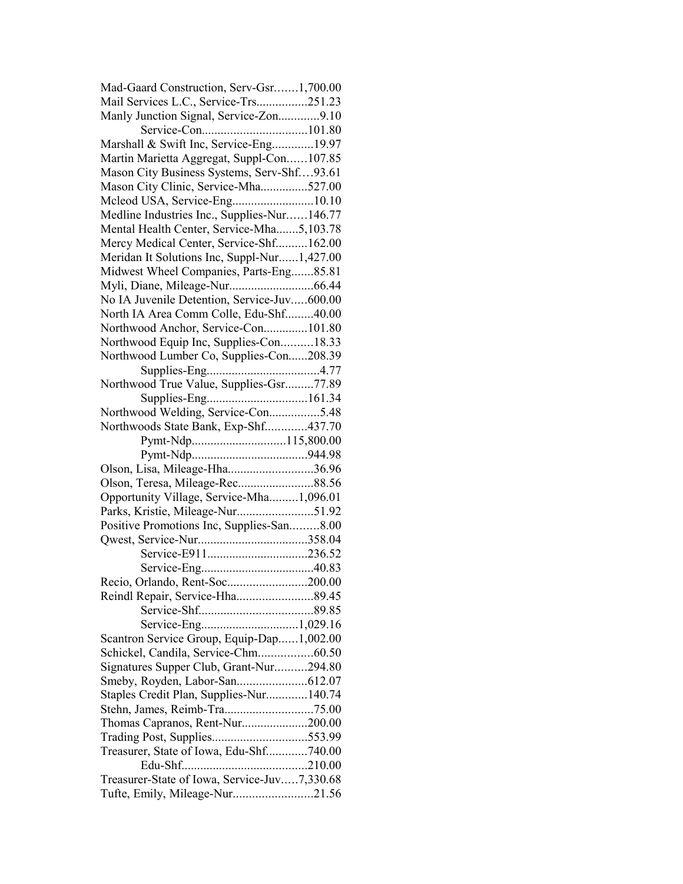Mad-Gaard Construction, Serv-Gsr.......1,700.00
Mail Services L.C., Service-Trs................251.23
Manly Junction Signal, Service-Zon.............9.10
Service-Con.................................101.80
Marshall & Swift Inc, Service-Eng.............19.97
Martin Marietta Aggregat, Suppl-Con......107.85
Mason City Business Systems, Serv-Shf....93.61
Mason City Clinic, Service-Mha...............527.00
Mcleod USA, Service-Eng..........................10.10
Medline Industries Inc., Supplies-Nur......146.77
Mental Health Center, Service-Mha.......5,103.78
Mercy Medical Center, Service-Shf..........162.00
Meridan It Solutions Inc, Suppl-Nur......1,427.00
Midwest Wheel Companies, Parts-Eng.......85.81
Myli, Diane, Mileage-Nur..........................66.44
No IA Juvenile Detention, Service-Juv.....600.00
North IA Area Comm Colle, Edu-Shf.........40.00
Northwood Anchor, Service-Con..............101.80
Northwood Equip Inc, Supplies-Con..........18.33
Northwood Lumber Co, Supplies-Con......208.39
Supplies-Eng....................................4.77
Northwood True Value, Supplies-Gsr.........77.89
Supplies-Eng................................161.34
Northwood Welding, Service-Con................5.48
Northwoods State Bank, Exp-Shf.............437.70
Pymt-Ndp.............................115,800.00
Pymt-Ndp....................................944.98
Olson, Lisa, Mileage-Hha...........................36.96
Olson, Teresa, Mileage-Rec........................88.56
Opportunity Village, Service-Mha.........1,096.01
Parks, Kristie, Mileage-Nur........................51.92
Positive Promotions Inc, Supplies-San.........8.00
Qwest, Service-Nur...................................358.04
Service-E911...............................236.52
Service-Eng....................................40.83
Recio, Orlando, Rent-Soc.........................200.00
Reindl Repair, Service-Hha........................89.45
Service-Shf....................................89.85
Service-Eng...............................1,029.16
Scantron Service Group, Equip-Dap......1,002.00
Schickel, Candila, Service-Chm.................60.50
Signatures Supper Club, Grant-Nur..........294.80
Smeby, Royden, Labor-San......................612.07
Staples Credit Plan, Supplies-Nur.............140.74
Stehn, James, Reimb-Tra............................75.00
Thomas Capranos, Rent-Nur.....................200.00
Trading Post, Supplies..............................553.99
Treasurer, State of Iowa, Edu-Shf.............740.00
Edu-Shf.......................................210.00
Treasurer-State of Iowa, Service-Juv.....7,330.68
Tufte, Emily, Mileage-Nur.........................21.56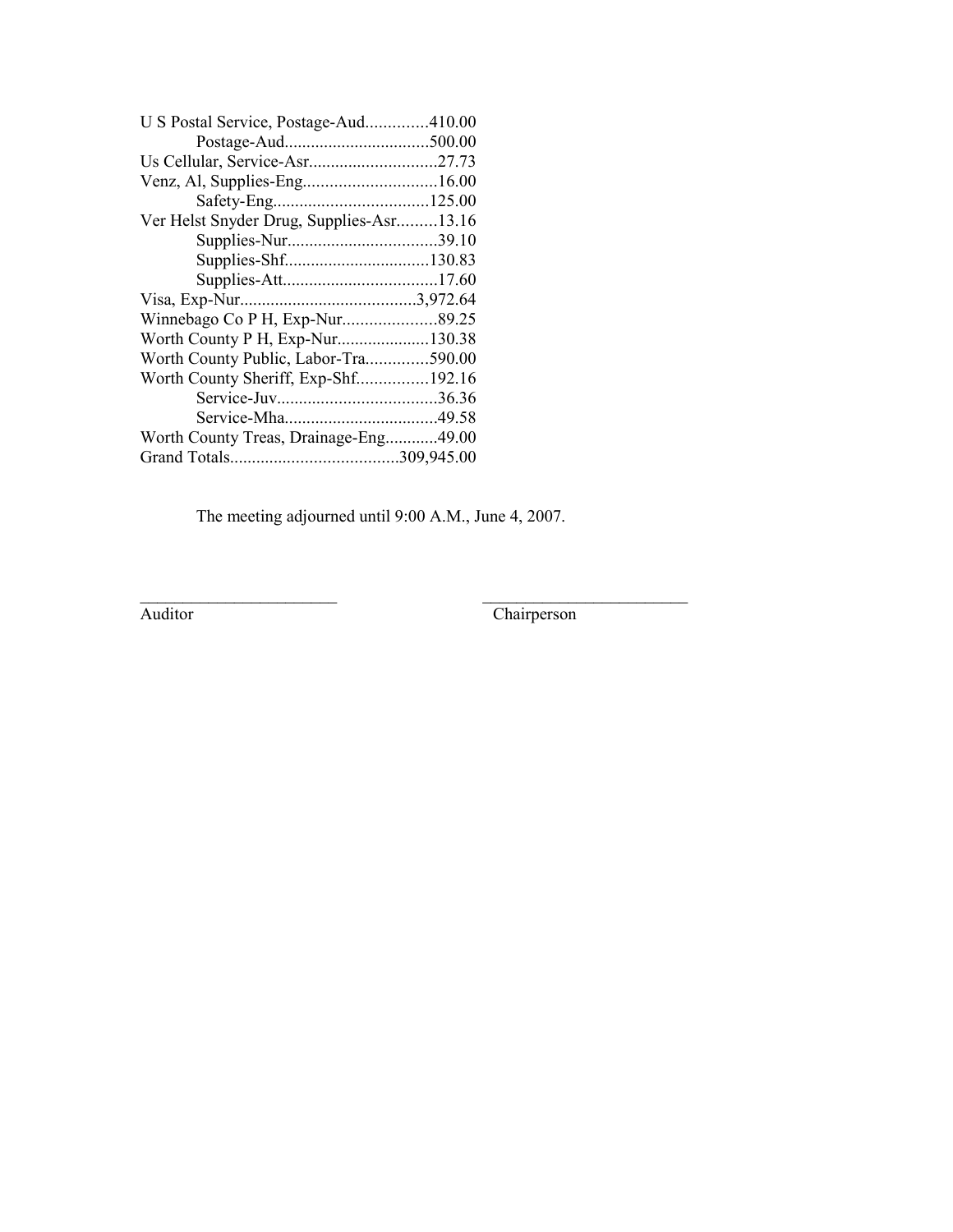U S Postal Service, Postage-Aud..............410.00
    Postage-Aud.................................500.00
Us Cellular, Service-Asr.............................27.73
Venz, Al, Supplies-Eng..............................16.00
    Safety-Eng...................................125.00
Ver Helst Snyder Drug, Supplies-Asr.........13.16
    Supplies-Nur..................................39.10
    Supplies-Shf.................................130.83
    Supplies-Att...................................17.60
Visa, Exp-Nur........................................3,972.64
Winnebago Co P H, Exp-Nur.....................89.25
Worth County P H, Exp-Nur....................130.38
Worth County Public, Labor-Tra..............590.00
Worth County Sheriff, Exp-Shf................192.16
    Service-Juv....................................36.36
    Service-Mha..................................49.58
Worth County Treas, Drainage-Eng............49.00
Grand Totals......................................309,945.00

The meeting adjourned until 9:00 A.M., June 4, 2007.

\_\_\_\_\_\_\_\_\_\_\_\_\_\_\_\_\_\_\_\_\_\_\_ \_\_\_\_\_\_\_\_\_\_\_\_\_\_\_\_\_\_\_\_\_\_\_\_

Auditor Chairperson